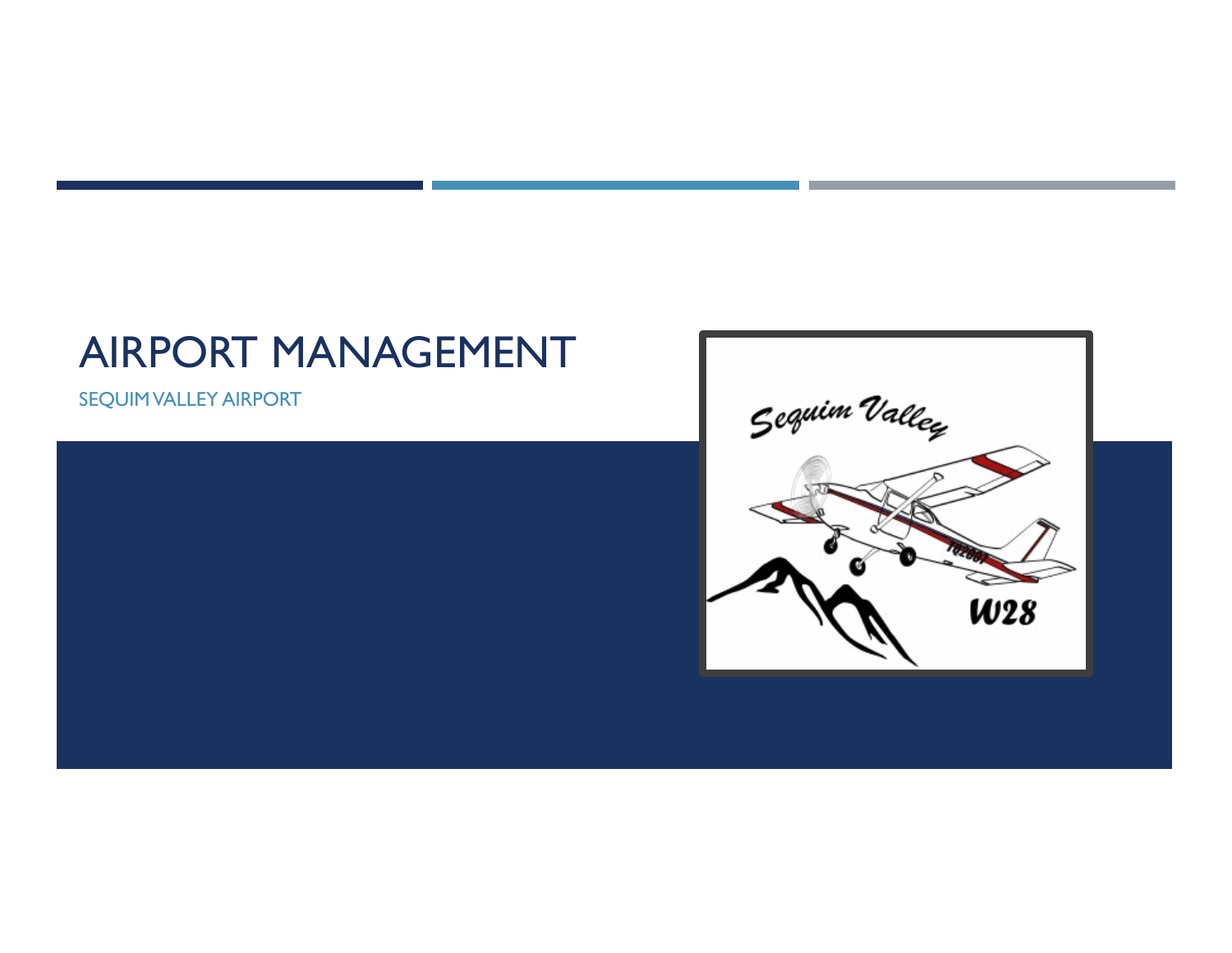# AIRPORT MANAGEMENT

SEQUIM VALLEY AIRPORT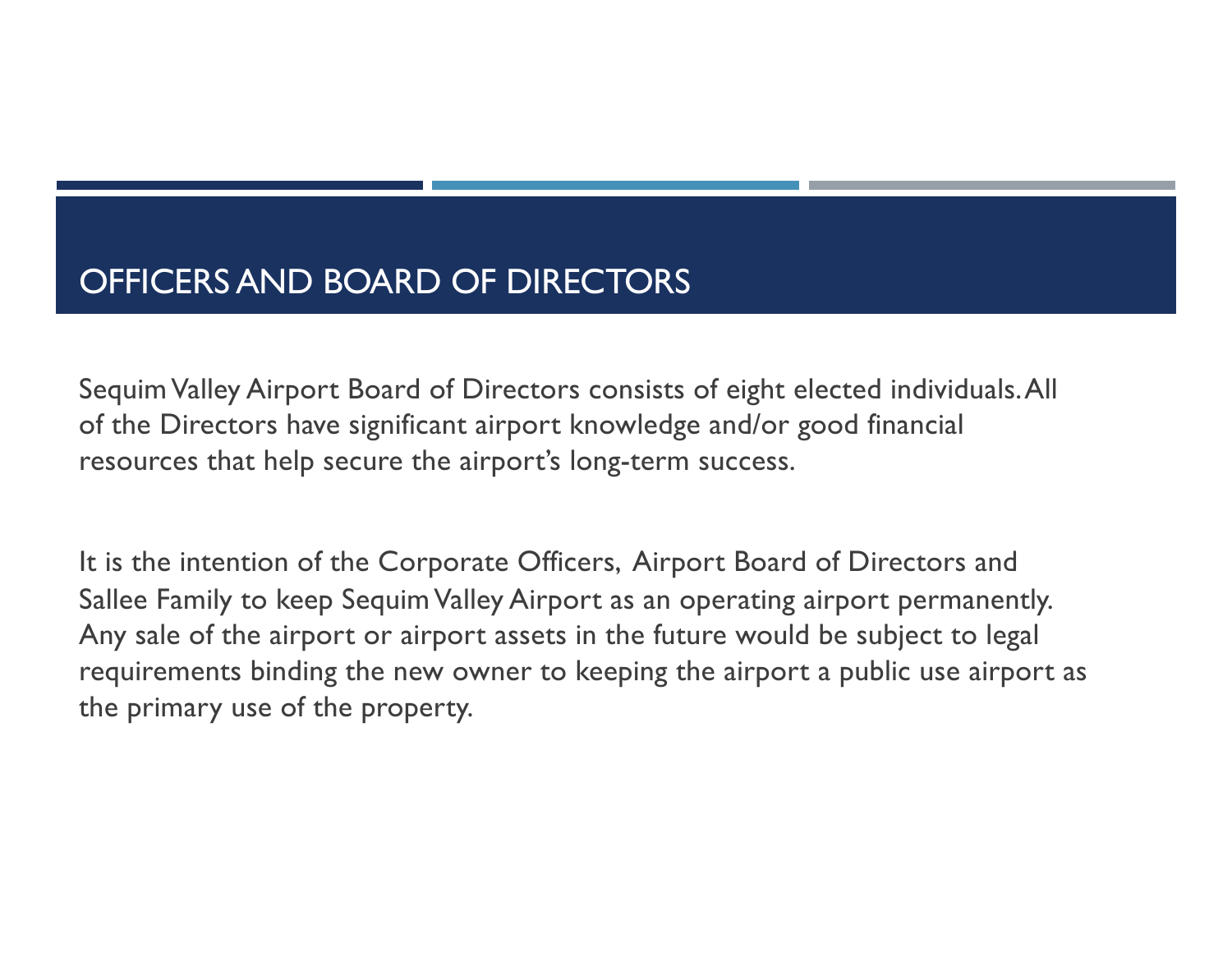# OFFICERS AND BOARD OF DIRECTORS

Sequim Valley Airport Board of Directors consists of eight elected individuals. All of the Directors have significant airport knowledge and/or good financial resources that help secure the airport's long-term success.

It is the intention of the Corporate Officers, Airport Board of Directors and Sallee Family to keep Sequim Valley Airport as an operating airport permanently. Any sale of the airport or airport assets in the future would be subject to legal requirements binding the new owner to keeping the airport a public use airport as the primary use of the property.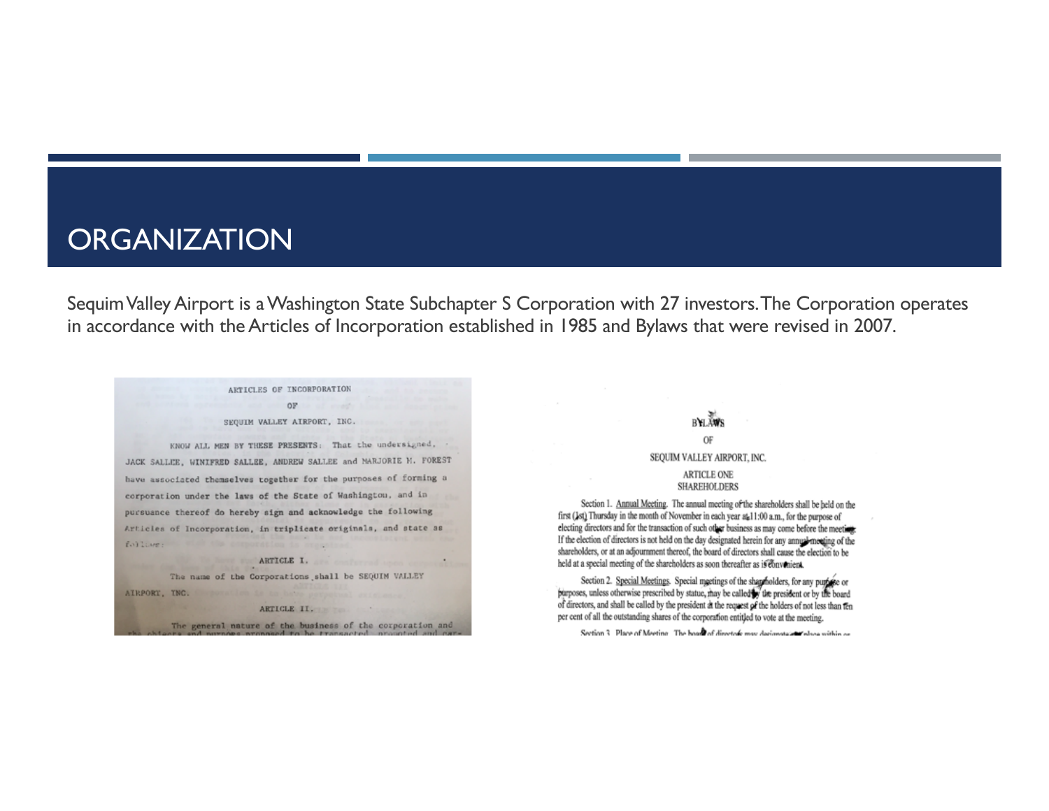# ORGANIZATION

Sequim Valley Airport is a Washington State Subchapter S Corporation with 27 investors. The Corporation operates in accordance with the Articles of Incorporation established in 1985 and Bylaws that were revised in 2007.

ARTICLES OF INCORPORATION

OF

SEQUIM VALLEY AIRPORT, INC.

KNOW ALL MEN BY THESE PRESENTS: That the undersigned, JACK SALLEE, WINIFRED SALLEE, ANDREW SALLEE and MARJORIE M. FOREST have associated themselves together for the purposes of forming a corporation under the laws of the State of Washington, and in pursuance thereof do hereby sign and acknowledge the following Articles of Incorporation, in triplicate originals, and state as follows:

ARTICLE I.

The name of the Corporations shall be SEQUIM VALLEY AIRPORT, INC.

ARTICLE II.

The general nature of the business of the corporation and

BYLAWS

OF

SEQUIM VALLEY AIRPORT, INC.

ARTICLE ONE
SHAREHOLDERS

Section 1. Annual Meeting. The annual meeting of the shareholders shall be held on the first (1st) Thursday in the month of November in each year at 11:00 a.m., for the purpose of electing directors and for the transaction of such other business as may come before the meeting. If the election of directors is not held on the day designated herein for any annual meeting of the shareholders, or at an adjournment thereof, the board of directors shall cause the election to be held at a special meeting of the shareholders as soon thereafter as is convenient.

Section 2. Special Meetings. Special meetings of the shareholders, for any purpose or purposes, unless otherwise prescribed by statue, may be called by the president or by the board of directors, and shall be called by the president at the request of the holders of not less than ten per cent of all the outstanding shares of the corporation entitled to vote at the meeting.

Section 3. Place of Meeting. The board of directors may designate any place within or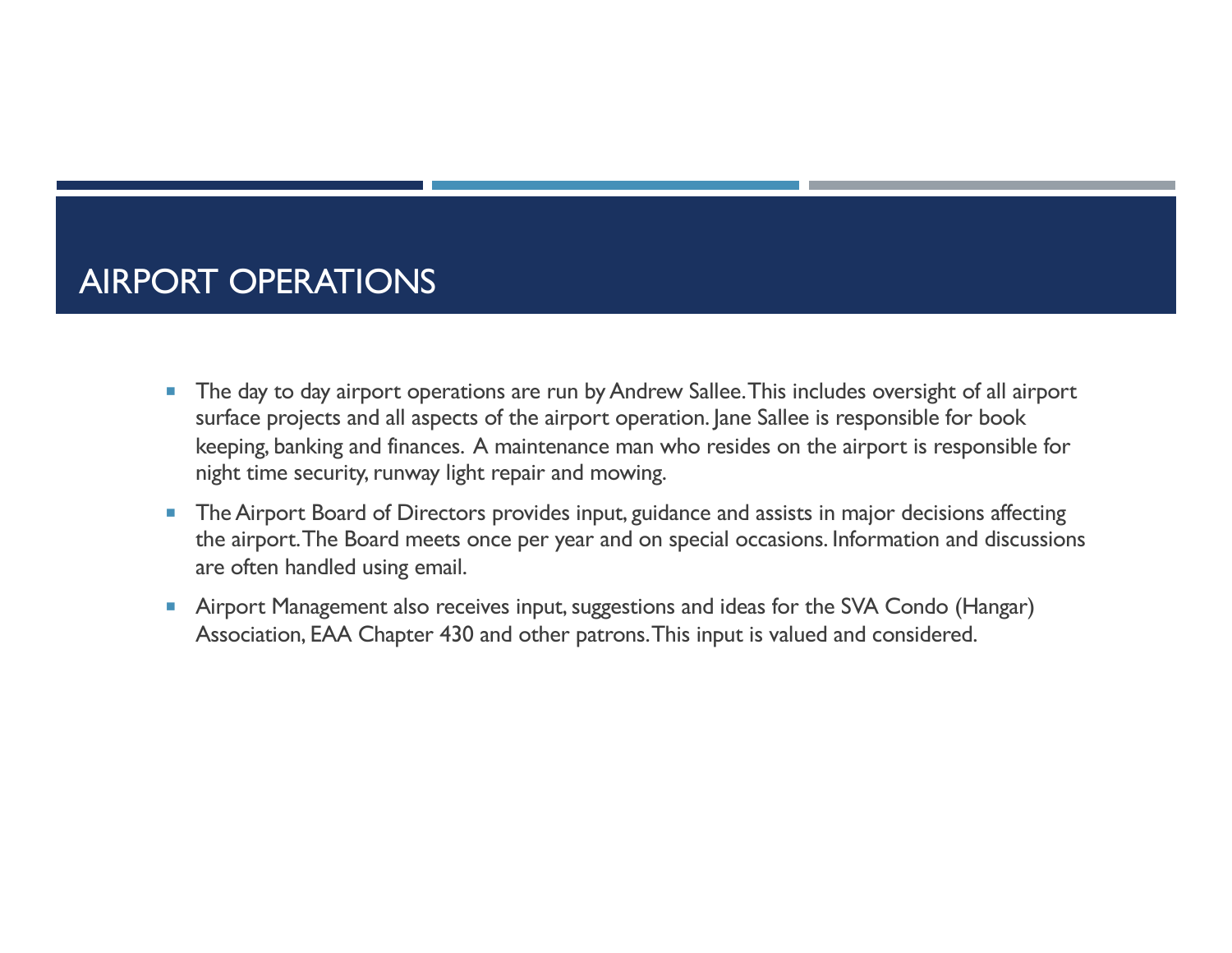# AIRPORT OPERATIONS

- The day to day airport operations are run by Andrew Sallee. This includes oversight of all airport surface projects and all aspects of the airport operation. Jane Sallee is responsible for book keeping, banking and finances. A maintenance man who resides on the airport is responsible for night time security, runway light repair and mowing.
- The Airport Board of Directors provides input, guidance and assists in major decisions affecting the airport. The Board meets once per year and on special occasions. Information and discussions are often handled using email.
- Airport Management also receives input, suggestions and ideas for the SVA Condo (Hangar) Association, EAA Chapter 430 and other patrons. This input is valued and considered.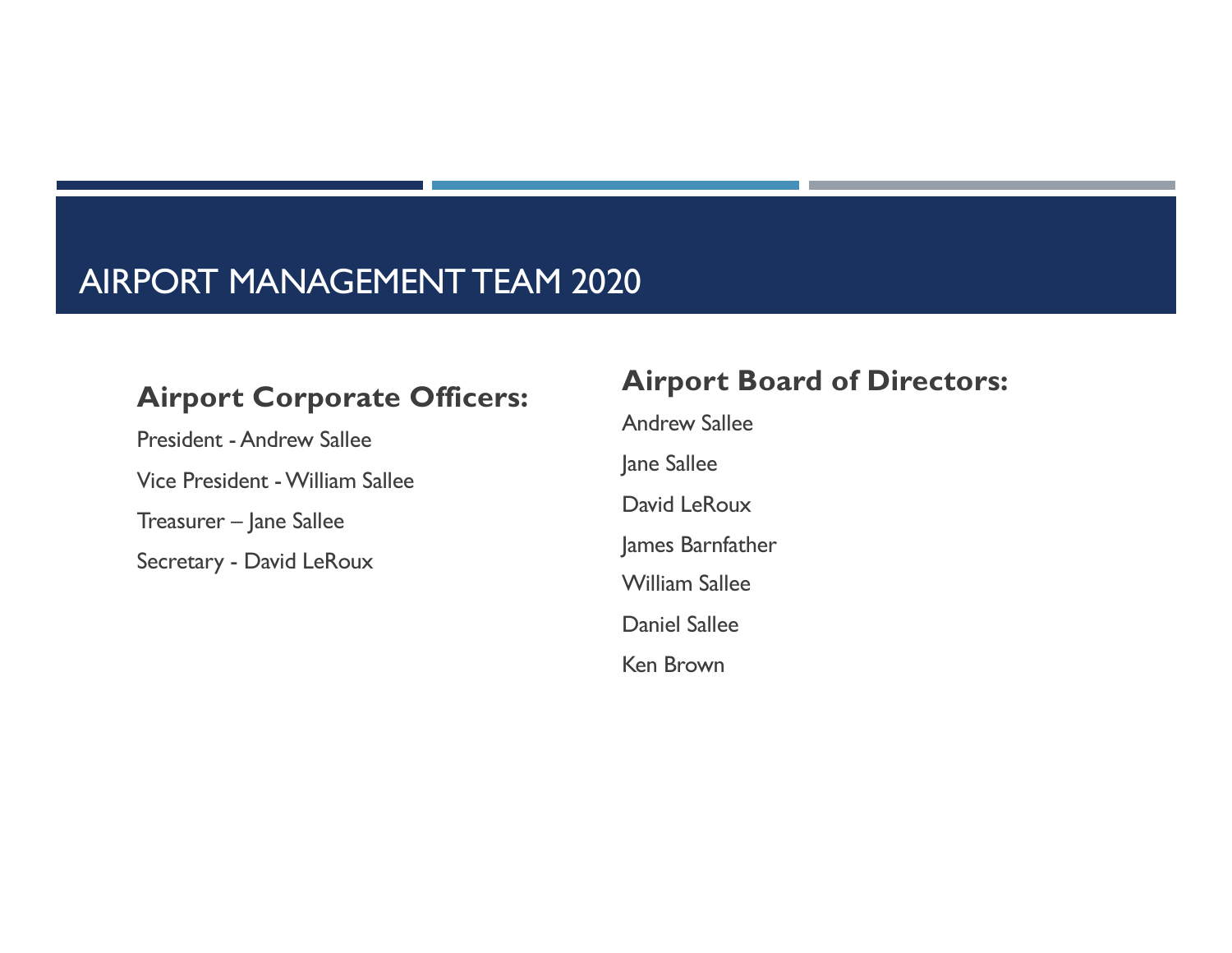# AIRPORT MANAGEMENT TEAM 2020

## Airport Corporate Officers:

President - Andrew Sallee

Vice President - William Sallee

Treasurer – Jane Sallee

Secretary - David LeRoux

## Airport Board of Directors:

Andrew Sallee

Jane Sallee

David LeRoux

James Barnfather

William Sallee

Daniel Sallee

Ken Brown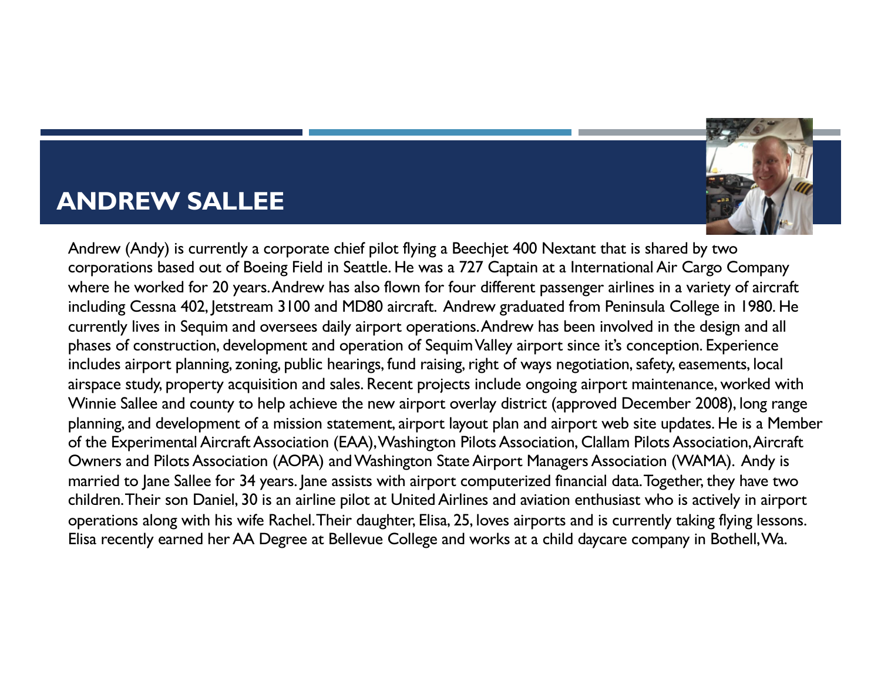# ANDREW SALLEE

Andrew (Andy) is currently a corporate chief pilot flying a Beechjet 400 Nextant that is shared by two corporations based out of Boeing Field in Seattle. He was a 727 Captain at a International Air Cargo Company where he worked for 20 years. Andrew has also flown for four different passenger airlines in a variety of aircraft including Cessna 402, Jetstream 3100 and MD80 aircraft. Andrew graduated from Peninsula College in 1980. He currently lives in Sequim and oversees daily airport operations. Andrew has been involved in the design and all phases of construction, development and operation of Sequim Valley airport since it's conception. Experience includes airport planning, zoning, public hearings, fund raising, right of ways negotiation, safety, easements, local airspace study, property acquisition and sales. Recent projects include ongoing airport maintenance, worked with Winnie Sallee and county to help achieve the new airport overlay district (approved December 2008), long range planning, and development of a mission statement, airport layout plan and airport web site updates. He is a Member of the Experimental Aircraft Association (EAA), Washington Pilots Association, Clallam Pilots Association, Aircraft Owners and Pilots Association (AOPA) and Washington State Airport Managers Association (WAMA). Andy is married to Jane Sallee for 34 years. Jane assists with airport computerized financial data. Together, they have two children. Their son Daniel, 30 is an airline pilot at United Airlines and aviation enthusiast who is actively in airport operations along with his wife Rachel. Their daughter, Elisa, 25, loves airports and is currently taking flying lessons. Elisa recently earned her AA Degree at Bellevue College and works at a child daycare company in Bothell, Wa.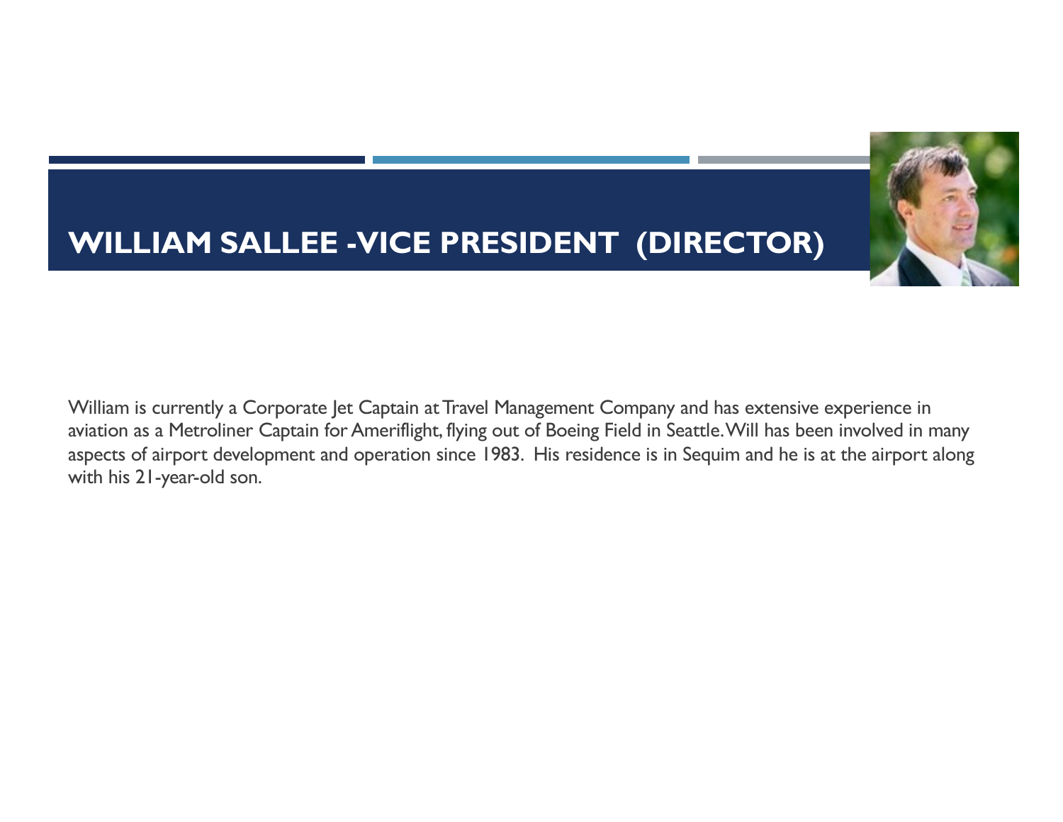# WILLIAM SALLEE -VICE PRESIDENT (DIRECTOR)

William is currently a Corporate Jet Captain at Travel Management Company and has extensive experience in aviation as a Metroliner Captain for Ameriflight, flying out of Boeing Field in Seattle. Will has been involved in many aspects of airport development and operation since 1983. His residence is in Sequim and he is at the airport along with his 21-year-old son.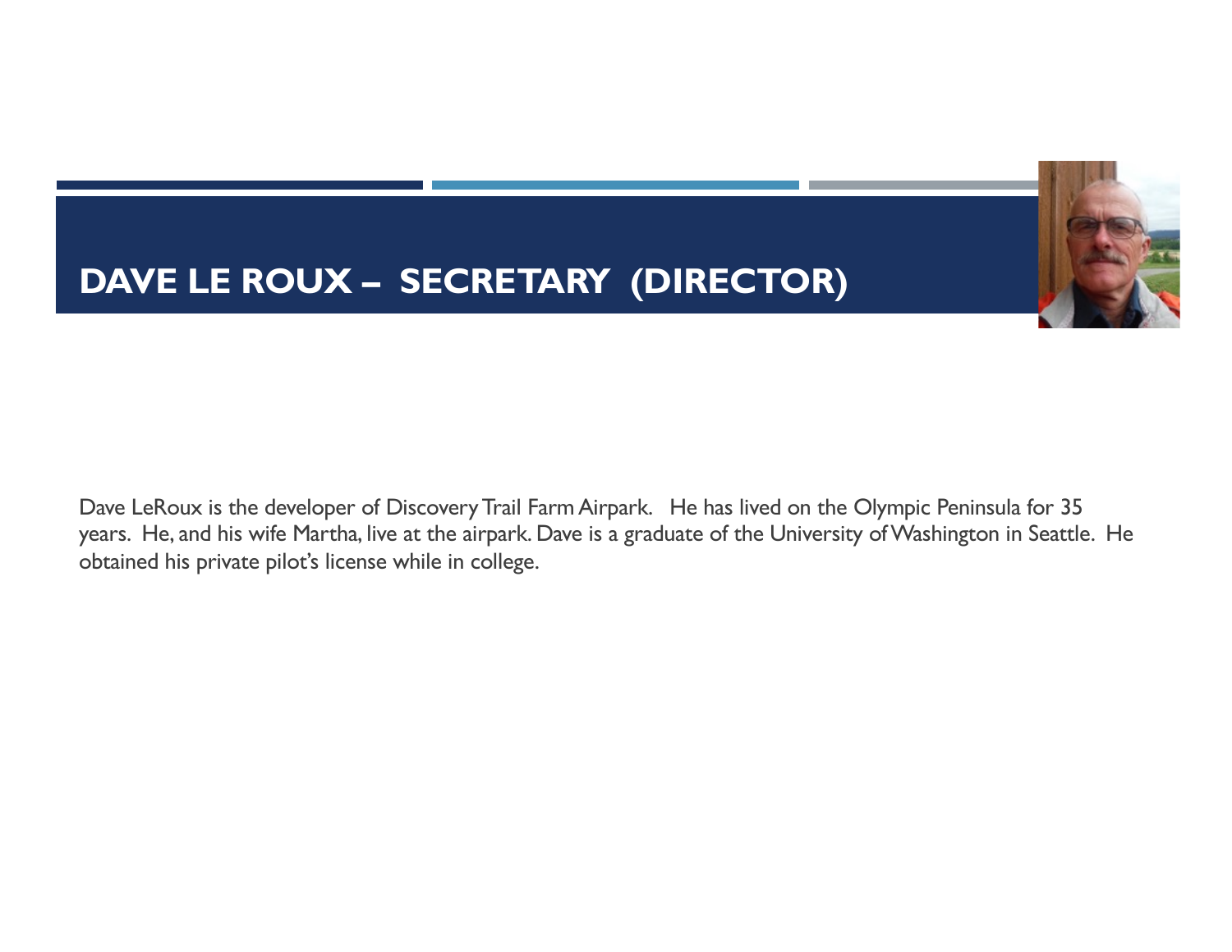## DAVE LE ROUX – SECRETARY (DIRECTOR)

Dave LeRoux is the developer of Discovery Trail Farm Airpark. He has lived on the Olympic Peninsula for 35 years. He, and his wife Martha, live at the airpark. Dave is a graduate of the University of Washington in Seattle. He obtained his private pilot's license while in college.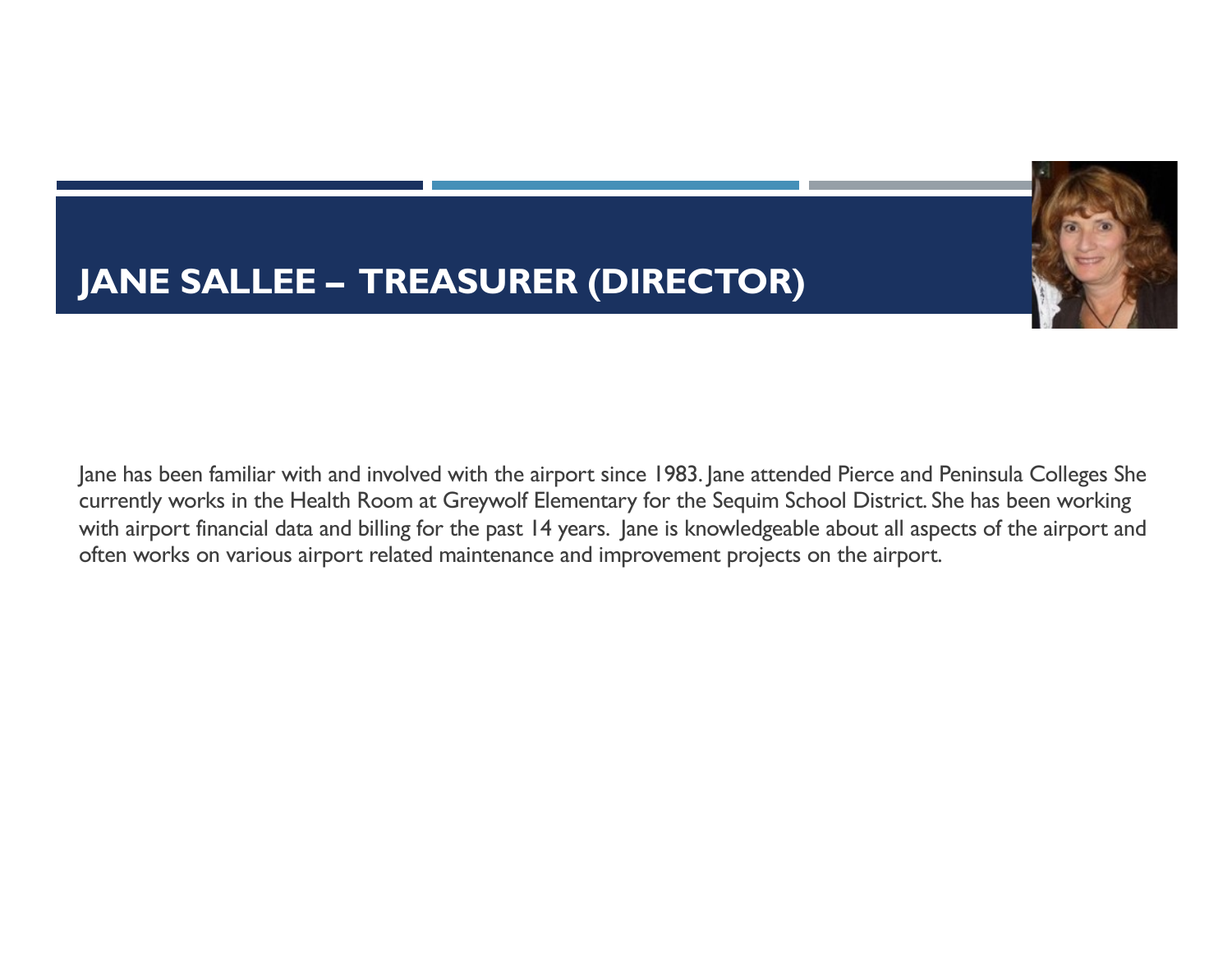# JANE SALLEE – TREASURER (DIRECTOR)

Jane has been familiar with and involved with the airport since 1983. Jane attended Pierce and Peninsula Colleges She currently works in the Health Room at Greywolf Elementary for the Sequim School District. She has been working with airport financial data and billing for the past 14 years. Jane is knowledgeable about all aspects of the airport and often works on various airport related maintenance and improvement projects on the airport.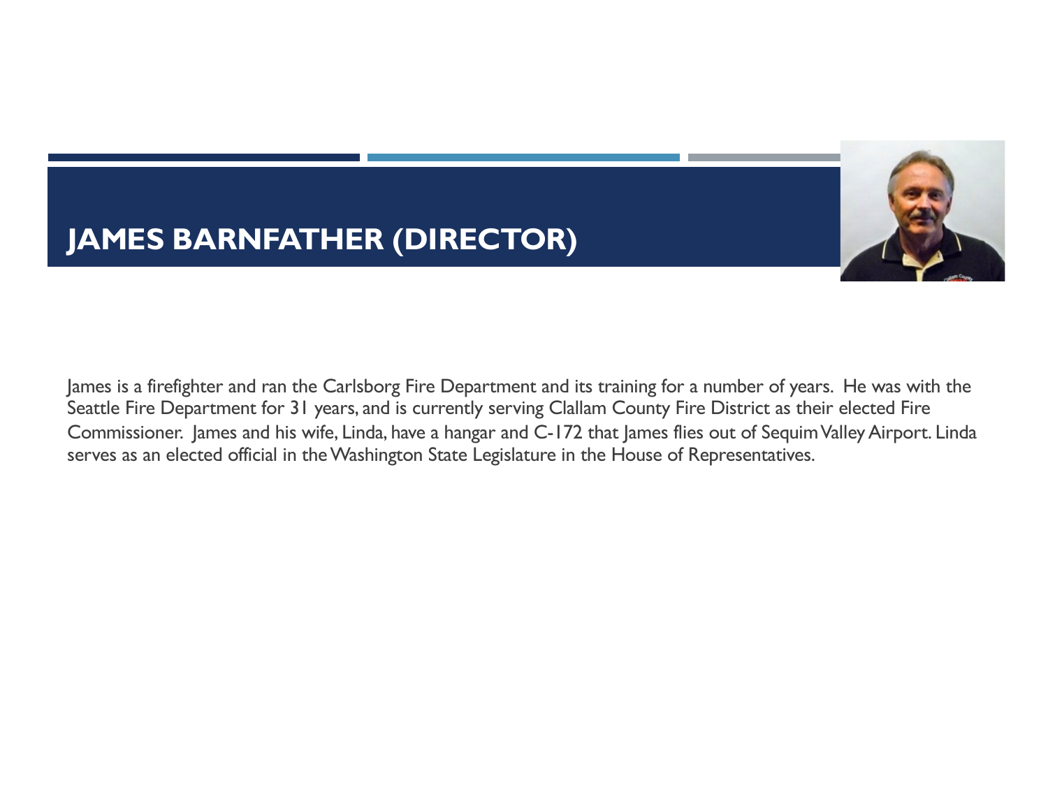# JAMES BARNFATHER (DIRECTOR)

James is a firefighter and ran the Carlsborg Fire Department and its training for a number of years. He was with the Seattle Fire Department for 31 years, and is currently serving Clallam County Fire District as their elected Fire Commissioner. James and his wife, Linda, have a hangar and C-172 that James flies out of Sequim Valley Airport. Linda serves as an elected official in the Washington State Legislature in the House of Representatives.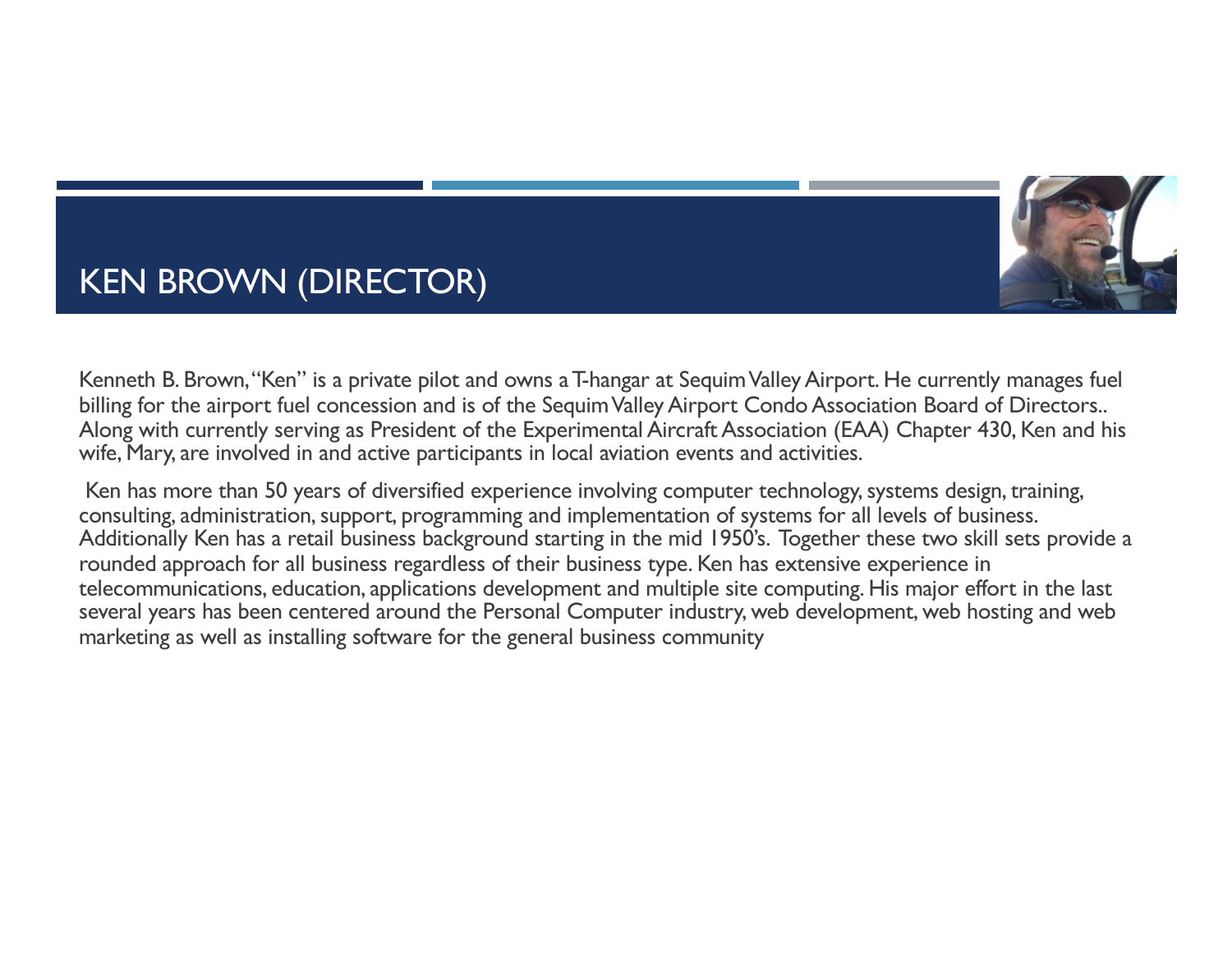# KEN BROWN (DIRECTOR)

Kenneth B. Brown, "Ken" is a private pilot and owns a T-hangar at Sequim Valley Airport. He currently manages fuel billing for the airport fuel concession and is of the Sequim Valley Airport Condo Association Board of Directors.. Along with currently serving as President of the Experimental Aircraft Association (EAA) Chapter 430, Ken and his wife, Mary, are involved in and active participants in local aviation events and activities.

Ken has more than 50 years of diversified experience involving computer technology, systems design, training, consulting, administration, support, programming and implementation of systems for all levels of business. Additionally Ken has a retail business background starting in the mid 1950's. Together these two skill sets provide a rounded approach for all business regardless of their business type. Ken has extensive experience in telecommunications, education, applications development and multiple site computing. His major effort in the last several years has been centered around the Personal Computer industry, web development, web hosting and web marketing as well as installing software for the general business community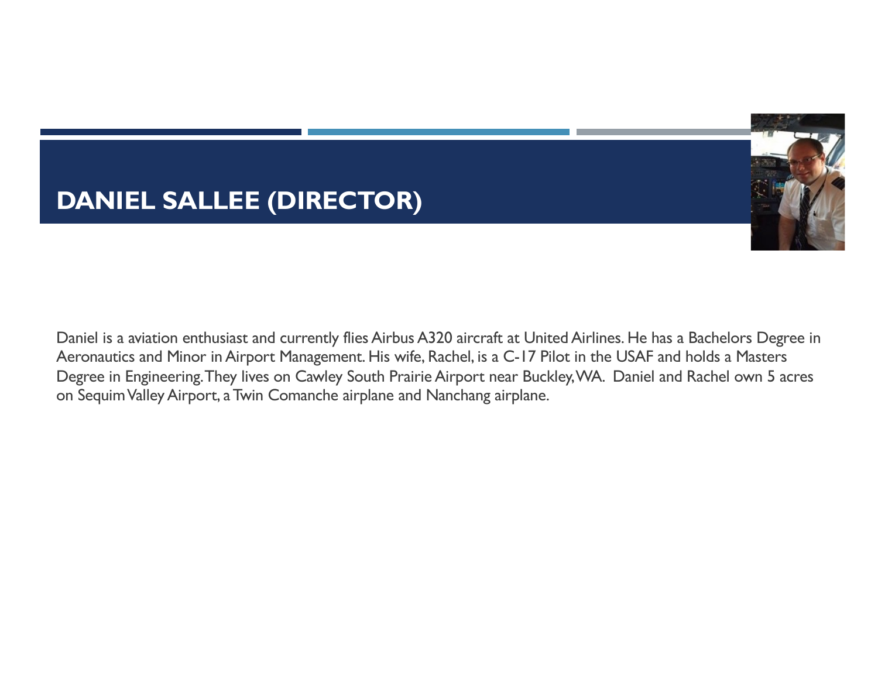## DANIEL SALLEE (DIRECTOR)

Daniel is a aviation enthusiast and currently flies Airbus A320 aircraft at United Airlines. He has a Bachelors Degree in Aeronautics and Minor in Airport Management. His wife, Rachel, is a C-17 Pilot in the USAF and holds a Masters Degree in Engineering. They lives on Cawley South Prairie Airport near Buckley, WA. Daniel and Rachel own 5 acres on Sequim Valley Airport, a Twin Comanche airplane and Nanchang airplane.